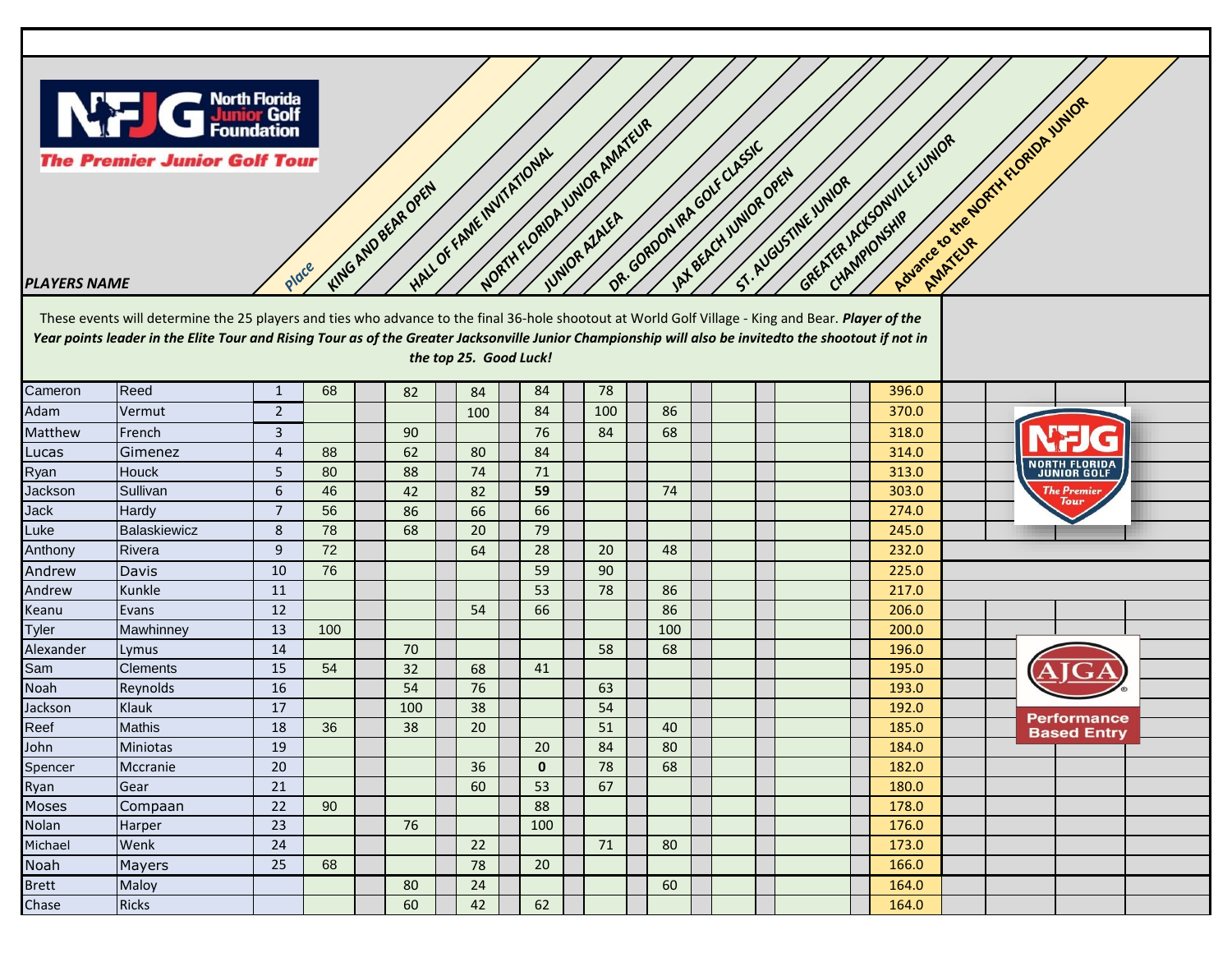**North Florida Junior Golf Foundation**

***The Premier Junior Golf Tour***

These events will determine the 25 players and ties who advance to the final 36-hole shootout at World Golf Village - King and Bear. ***Player of the Year points leader in the Elite Tour and Rising Tour as of the Greater Jacksonville Junior Championship will also be invitedto the shootout if not in the top 25. Good Luck!***

| ***PLAYERS NAME*** | | *Place* | *KING AND BEAR OPEN* | *HALL OF FAME INVITATIONAL* | *NORTH FLORIDA JUNIOR AMATEUR* | *JUNIOR AZALEA* | *DR. GORDON IRA GOLF CLASSIC* | *JAX BEACH JUNIOR OPEN* | *ST. AUGUSTINE JUNIOR* | *GREATER JACKSONVILLE JUNIOR CHAMPIONSHIP* | *Advance to the NORTH FLORIDA JUNIOR AMATEUR* |
|---|---|---|---|---|---|---|---|---|---|---|---|
| Cameron | Reed | 1 | 68 | 82 | 84 | 84 | 78 | | | | 396.0 |
| Adam | Vermut | 2 | | | 100 | 84 | 100 | 86 | | | 370.0 |
| Matthew | French | 3 | | 90 | | 76 | 84 | 68 | | | 318.0 |
| Lucas | Gimenez | 4 | 88 | 62 | 80 | 84 | | | | | 314.0 |
| Ryan | Houck | 5 | 80 | 88 | 74 | 71 | | | | | 313.0 |
| Jackson | Sullivan | 6 | 46 | 42 | 82 | **59** | | 74 | | | 303.0 |
| Jack | Hardy | 7 | 56 | 86 | 66 | 66 | | | | | 274.0 |
| Luke | Balaskiewicz | 8 | 78 | 68 | 20 | 79 | | | | | 245.0 |
| Anthony | Rivera | 9 | 72 | | 64 | 28 | 20 | 48 | | | 232.0 |
| Andrew | Davis | 10 | 76 | | | 59 | 90 | | | | 225.0 |
| Andrew | Kunkle | 11 | | | | 53 | 78 | 86 | | | 217.0 |
| Keanu | Evans | 12 | | | 54 | 66 | | 86 | | | 206.0 |
| Tyler | Mawhinney | 13 | 100 | | | | | 100 | | | 200.0 |
| Alexander | Lymus | 14 | | 70 | | | 58 | 68 | | | 196.0 |
| Sam | Clements | 15 | 54 | 32 | 68 | 41 | | | | | 195.0 |
| Noah | Reynolds | 16 | | 54 | 76 | | 63 | | | | 193.0 |
| Jackson | Klauk | 17 | | 100 | 38 | | 54 | | | | 192.0 |
| Reef | Mathis | 18 | 36 | 38 | 20 | | 51 | 40 | | | 185.0 |
| John | Miniotas | 19 | | | | 20 | 84 | 80 | | | 184.0 |
| Spencer | Mccranie | 20 | | | 36 | **0** | 78 | 68 | | | 182.0 |
| Ryan | Gear | 21 | | | 60 | 53 | 67 | | | | 180.0 |
| Moses | Compaan | 22 | 90 | | | 88 | | | | | 178.0 |
| Nolan | Harper | 23 | | 76 | | 100 | | | | | 176.0 |
| Michael | Wenk | 24 | | | 22 | | 71 | 80 | | | 173.0 |
| Noah | Mayers | 25 | 68 | | 78 | 20 | | | | | 166.0 |
| Brett | Maloy | | | 80 | 24 | | | 60 | | | 164.0 |
| Chase | Ricks | | | 60 | 42 | 62 | | | | | 164.0 |

NFJG NORTH FLORIDA JUNIOR GOLF *The Premier Tour*

AJGA Performance Based Entry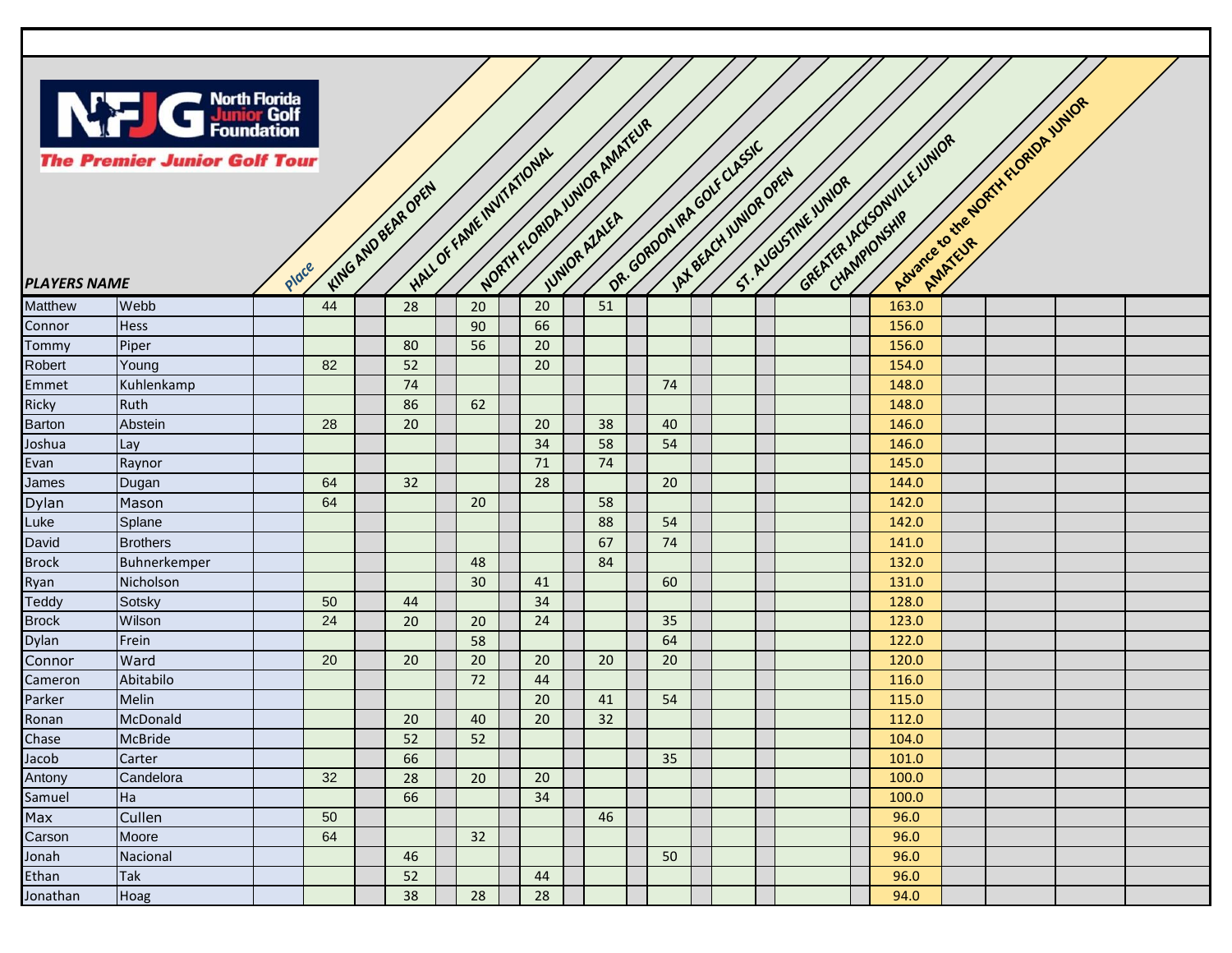**North Florida Junior Golf Foundation**

*The Premier Junior Golf Tour*

| PLAYERS NAME | | Place | KING AND BEAR OPEN | HALL OF FAME INVITATIONAL | NORTH FLORIDA JUNIOR AMATEUR | JUNIOR AZALEA | DR. GORDON IRA GOLF CLASSIC | JAX BEACH JUNIOR OPEN | ST. AUGUSTINE JUNIOR | GREATER JACKSONVILLE JUNIOR CHAMPIONSHIP | Advance to the NORTH FLORIDA JUNIOR AMATEUR |
|---|---|---|---|---|---|---|---|---|---|---|---|
| Matthew | Webb | | 44 | 28 | 20 | 20 | 51 | | | | 163.0 |
| Connor | Hess | | | | 90 | 66 | | | | | 156.0 |
| Tommy | Piper | | | 80 | 56 | 20 | | | | | 156.0 |
| Robert | Young | | 82 | 52 | | 20 | | | | | 154.0 |
| Emmet | Kuhlenkamp | | | 74 | | | | 74 | | | 148.0 |
| Ricky | Ruth | | | 86 | 62 | | | | | | 148.0 |
| Barton | Abstein | | 28 | 20 | | 20 | 38 | 40 | | | 146.0 |
| Joshua | Lay | | | | | 34 | 58 | 54 | | | 146.0 |
| Evan | Raynor | | | | | 71 | 74 | | | | 145.0 |
| James | Dugan | | 64 | 32 | | 28 | | 20 | | | 144.0 |
| Dylan | Mason | | 64 | | 20 | | 58 | | | | 142.0 |
| Luke | Splane | | | | | | 88 | 54 | | | 142.0 |
| David | Brothers | | | | | | 67 | 74 | | | 141.0 |
| Brock | Buhnerkemper | | | | 48 | | 84 | | | | 132.0 |
| Ryan | Nicholson | | | | 30 | 41 | | 60 | | | 131.0 |
| Teddy | Sotsky | | 50 | 44 | | 34 | | | | | 128.0 |
| Brock | Wilson | | 24 | 20 | 20 | 24 | | 35 | | | 123.0 |
| Dylan | Frein | | | | 58 | | | 64 | | | 122.0 |
| Connor | Ward | | 20 | 20 | 20 | 20 | 20 | 20 | | | 120.0 |
| Cameron | Abitabilo | | | | 72 | 44 | | | | | 116.0 |
| Parker | Melin | | | | | 20 | 41 | 54 | | | 115.0 |
| Ronan | McDonald | | | 20 | 40 | 20 | 32 | | | | 112.0 |
| Chase | McBride | | | 52 | 52 | | | | | | 104.0 |
| Jacob | Carter | | | 66 | | | | 35 | | | 101.0 |
| Antony | Candelora | | 32 | 28 | 20 | 20 | | | | | 100.0 |
| Samuel | Ha | | | 66 | | 34 | | | | | 100.0 |
| Max | Cullen | | 50 | | | | 46 | | | | 96.0 |
| Carson | Moore | | 64 | | 32 | | | | | | 96.0 |
| Jonah | Nacional | | | 46 | | | | 50 | | | 96.0 |
| Ethan | Tak | | | 52 | | 44 | | | | | 96.0 |
| Jonathan | Hoag | | | 38 | 28 | 28 | | | | | 94.0 |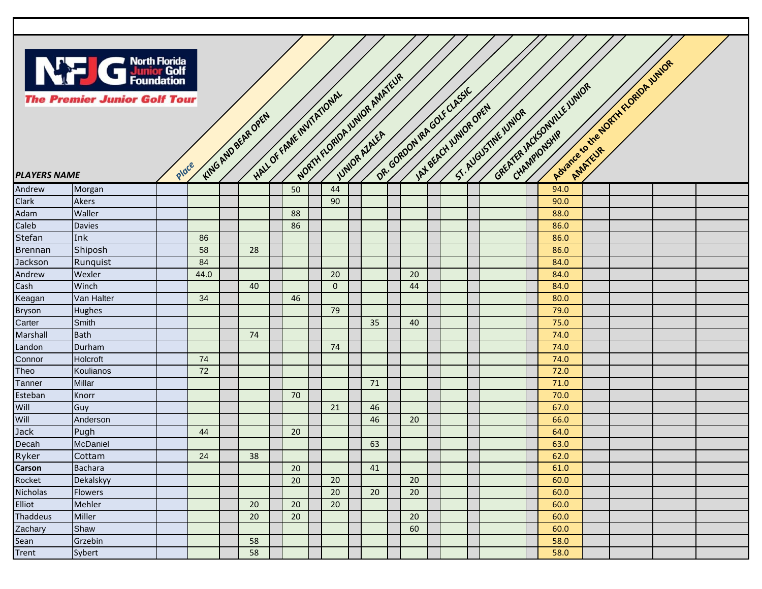| PLAYERS NAME | | Place | KING AND BEAR OPEN | HALL OF FAME INVITATIONAL | NORTH FLORIDA JUNIOR AMATEUR | JUNIOR AZALEA | DR. GORDON IRA GOLF CLASSIC | JAX BEACH JUNIOR OPEN | ST. AUGUSTINE JUNIOR | GREATER JACKSONVILLE JUNIOR CHAMPIONSHIP | Advance to the NORTH FLORIDA JUNIOR AMATEUR |
|---|---|---|---|---|---|---|---|---|---|---|---|
| Andrew | Morgan | | | | 50 | 44 | | | | | 94.0 |
| Clark | Akers | | | | | 90 | | | | | 90.0 |
| Adam | Waller | | | | 88 | | | | | | 88.0 |
| Caleb | Davies | | | | 86 | | | | | | 86.0 |
| Stefan | Ink | | 86 | | | | | | | | 86.0 |
| Brennan | Shiposh | | 58 | 28 | | | | | | | 86.0 |
| Jackson | Runquist | | 84 | | | | | | | | 84.0 |
| Andrew | Wexler | | 44.0 | | | 20 | | 20 | | | 84.0 |
| Cash | Winch | | | 40 | | 0 | | 44 | | | 84.0 |
| Keagan | Van Halter | | 34 | | 46 | | | | | | 80.0 |
| Bryson | Hughes | | | | | 79 | | | | | 79.0 |
| Carter | Smith | | | | | | 35 | 40 | | | 75.0 |
| Marshall | Bath | | | 74 | | | | | | | 74.0 |
| Landon | Durham | | | | | 74 | | | | | 74.0 |
| Connor | Holcroft | | 74 | | | | | | | | 74.0 |
| Theo | Koulianos | | 72 | | | | | | | | 72.0 |
| Tanner | Millar | | | | | | 71 | | | | 71.0 |
| Esteban | Knorr | | | | 70 | | | | | | 70.0 |
| Will | Guy | | | | | 21 | 46 | | | | 67.0 |
| Will | Anderson | | | | | | 46 | 20 | | | 66.0 |
| Jack | Pugh | | 44 | | 20 | | | | | | 64.0 |
| Decah | McDaniel | | | | | | 63 | | | | 63.0 |
| Ryker | Cottam | | 24 | 38 | | | | | | | 62.0 |
| **Carson** | Bachara | | | | 20 | | 41 | | | | 61.0 |
| Rocket | Dekalskyy | | | | 20 | 20 | | 20 | | | 60.0 |
| Nicholas | Flowers | | | | | 20 | 20 | 20 | | | 60.0 |
| Elliot | Mehler | | | 20 | 20 | 20 | | | | | 60.0 |
| Thaddeus | Miller | | | 20 | 20 | | | 20 | | | 60.0 |
| Zachary | Shaw | | | | | | | 60 | | | 60.0 |
| Sean | Grzebin | | | 58 | | | | | | | 58.0 |
| Trent | Sybert | | | 58 | | | | | | | 58.0 |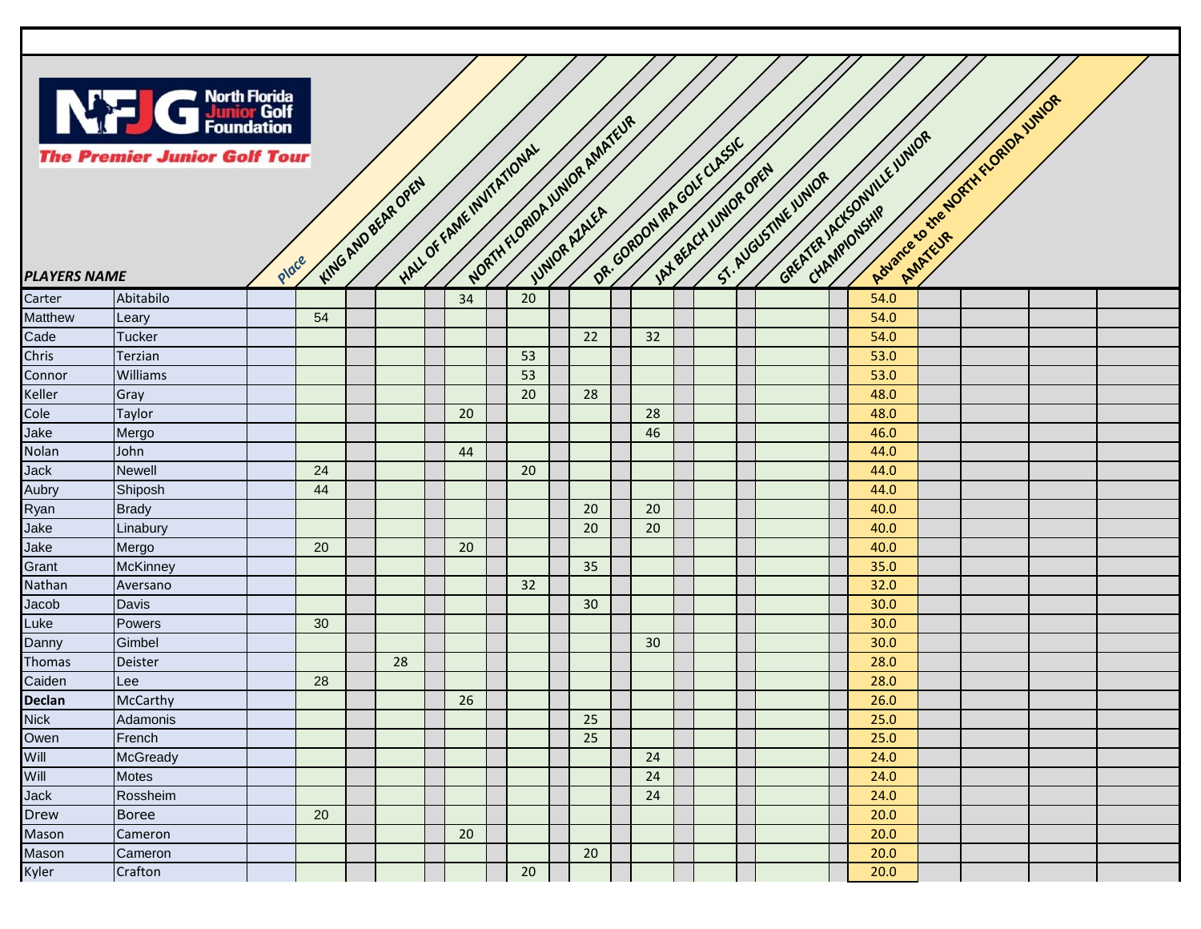| PLAYERS NAME | | Place | KING AND BEAR OPEN | HALL OF FAME INVITATIONAL | NORTH FLORIDA JUNIOR AMATEUR | JUNIOR AZALEA | DR. GORDON IRA GOLF CLASSIC | JAX BEACH JUNIOR OPEN | ST. AUGUSTINE JUNIOR | GREATER JACKSONVILLE JUNIOR CHAMPIONSHIP | Advance to the NORTH FLORIDA JUNIOR AMATEUR |
|---|---|---|---|---|---|---|---|---|---|---|---|
| Carter | Abitabilo | | | | 34 | 20 | | | | | 54.0 |
| Matthew | Leary | | 54 | | | | | | | | 54.0 |
| Cade | Tucker | | | | | | 22 | 32 | | | 54.0 |
| Chris | Terzian | | | | | 53 | | | | | 53.0 |
| Connor | Williams | | | | | 53 | | | | | 53.0 |
| Keller | Gray | | | | | 20 | 28 | | | | 48.0 |
| Cole | Taylor | | | | 20 | | | 28 | | | 48.0 |
| Jake | Mergo | | | | | | | 46 | | | 46.0 |
| Nolan | John | | | | 44 | | | | | | 44.0 |
| Jack | Newell | | 24 | | | 20 | | | | | 44.0 |
| Aubry | Shiposh | | 44 | | | | | | | | 44.0 |
| Ryan | Brady | | | | | | 20 | 20 | | | 40.0 |
| Jake | Linabury | | | | | | 20 | 20 | | | 40.0 |
| Jake | Mergo | | 20 | | 20 | | | | | | 40.0 |
| Grant | McKinney | | | | | | 35 | | | | 35.0 |
| Nathan | Aversano | | | | | 32 | | | | | 32.0 |
| Jacob | Davis | | | | | | 30 | | | | 30.0 |
| Luke | Powers | | 30 | | | | | | | | 30.0 |
| Danny | Gimbel | | | | | | | 30 | | | 30.0 |
| Thomas | Deister | | | 28 | | | | | | | 28.0 |
| Caiden | Lee | | 28 | | | | | | | | 28.0 |
| **Declan** | McCarthy | | | | 26 | | | | | | 26.0 |
| Nick | Adamonis | | | | | | 25 | | | | 25.0 |
| Owen | French | | | | | | 25 | | | | 25.0 |
| Will | McGready | | | | | | | 24 | | | 24.0 |
| Will | Motes | | | | | | | 24 | | | 24.0 |
| Jack | Rossheim | | | | | | | 24 | | | 24.0 |
| Drew | Boree | | 20 | | | | | | | | 20.0 |
| Mason | Cameron | | | | 20 | | | | | | 20.0 |
| Mason | Cameron | | | | | | 20 | | | | 20.0 |
| Kyler | Crafton | | | | | 20 | | | | | 20.0 |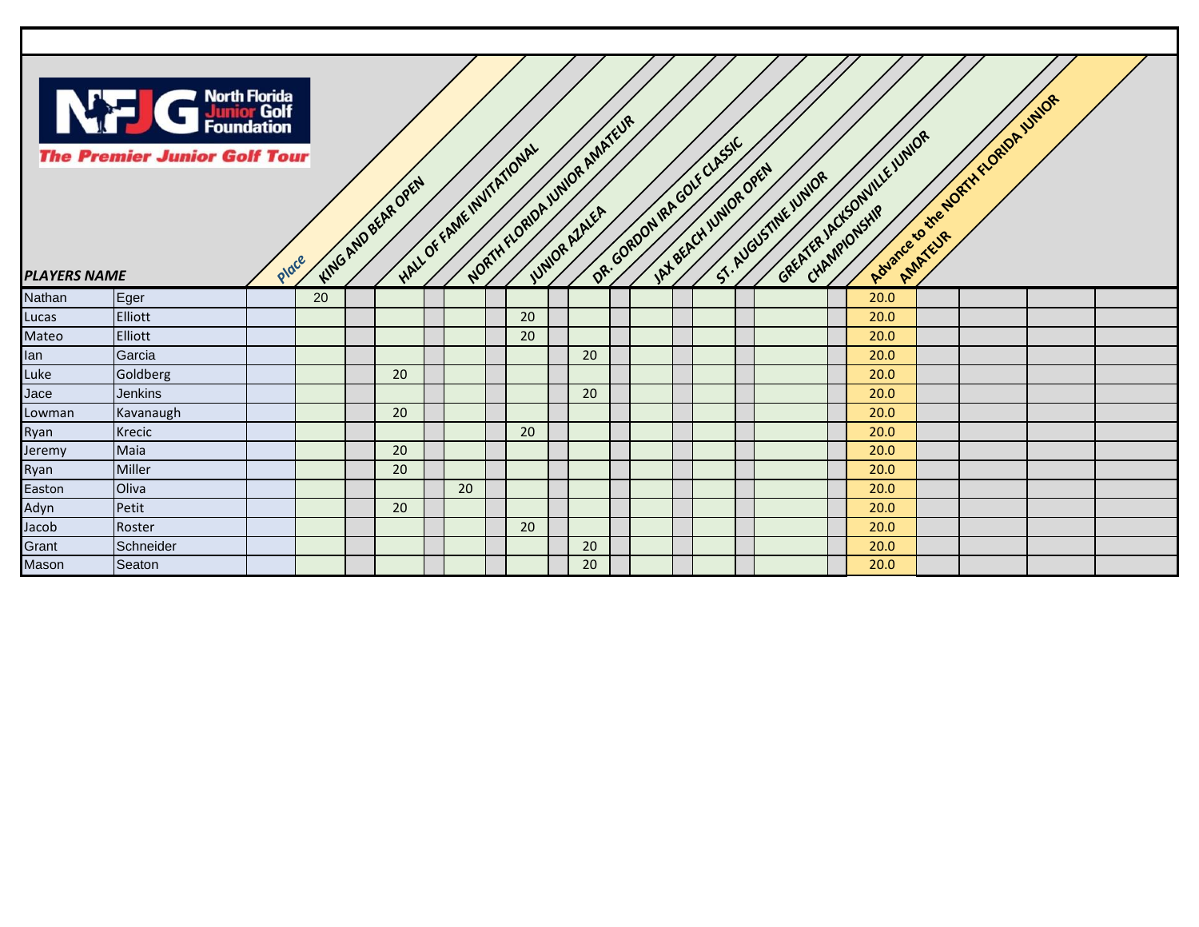| PLAYERS NAME | | Place | KING AND BEAR OPEN | HALL OF FAME INVITATIONAL | NORTH FLORIDA JUNIOR AMATEUR | JUNIOR AZALEA | DR. GORDON IRA GOLF CLASSIC | JAX BEACH JUNIOR OPEN | ST. AUGUSTINE JUNIOR | GREATER JACKSONVILLE JUNIOR CHAMPIONSHIP | Advance to the NORTH FLORIDA JUNIOR AMATEUR |
|---|---|---|---|---|---|---|---|---|---|---|---|
| Nathan | Eger | | 20 | | | | | | | | 20.0 |
| Lucas | Elliott | | | | | 20 | | | | | 20.0 |
| Mateo | Elliott | | | | | 20 | | | | | 20.0 |
| Ian | Garcia | | | | | | 20 | | | | 20.0 |
| Luke | Goldberg | | | 20 | | | | | | | 20.0 |
| Jace | Jenkins | | | | | | 20 | | | | 20.0 |
| Lowman | Kavanaugh | | | 20 | | | | | | | 20.0 |
| Ryan | Krecic | | | | | 20 | | | | | 20.0 |
| Jeremy | Maia | | | 20 | | | | | | | 20.0 |
| Ryan | Miller | | | 20 | | | | | | | 20.0 |
| Easton | Oliva | | | | 20 | | | | | | 20.0 |
| Adyn | Petit | | | 20 | | | | | | | 20.0 |
| Jacob | Roster | | | | | 20 | | | | | 20.0 |
| Grant | Schneider | | | | | | 20 | | | | 20.0 |
| Mason | Seaton | | | | | | 20 | | | | 20.0 |